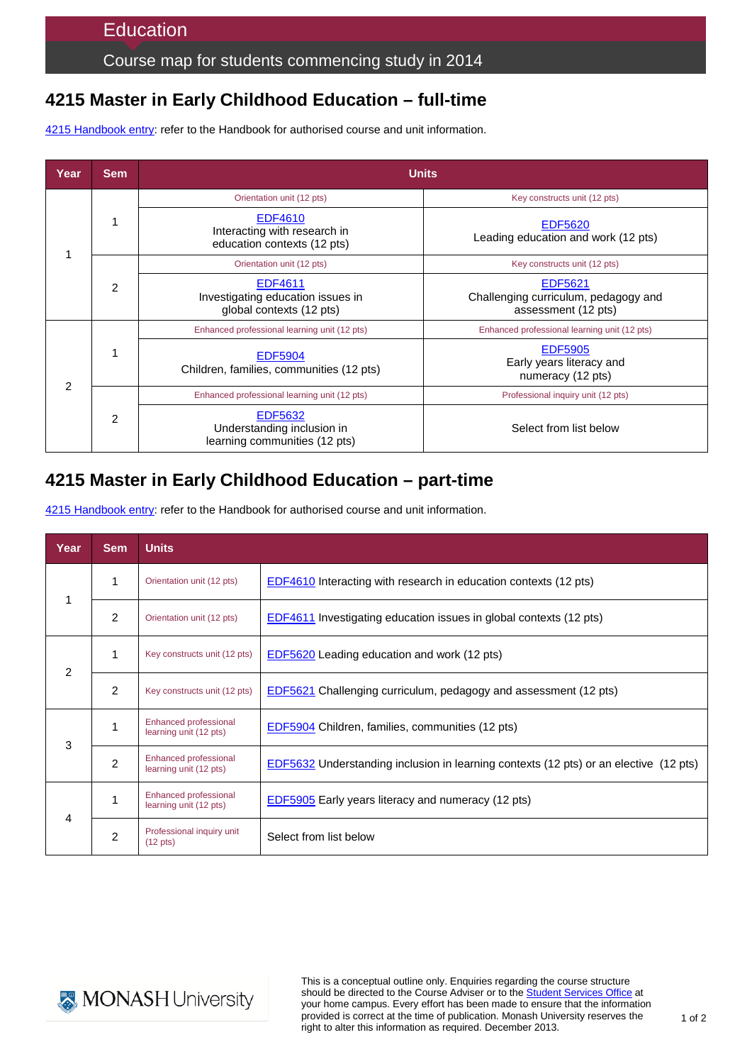# Education

## Course map for students commencing study in 2014

## 4215 Master in Early Childhood Education – full-time

4215 Handbook entry: refer to the Handbook for authorised course and unit information.

| Year | Sem | Units | |
|---|---|---|---|
| 1 | 1 | Orientation unit (12 pts) | Key constructs unit (12 pts) |
| | | EDF4610 Interacting with research in education contexts (12 pts) | EDF5620 Leading education and work (12 pts) |
| | 2 | Orientation unit (12 pts) | Key constructs unit (12 pts) |
| | | EDF4611 Investigating education issues in global contexts (12 pts) | EDF5621 Challenging curriculum, pedagogy and assessment (12 pts) |
| 2 | 1 | Enhanced professional learning unit (12 pts) | Enhanced professional learning unit (12 pts) |
| | | EDF5904 Children, families, communities (12 pts) | EDF5905 Early years literacy and numeracy (12 pts) |
| | 2 | Enhanced professional learning unit (12 pts) | Professional inquiry unit (12 pts) |
| | | EDF5632 Understanding inclusion in learning communities (12 pts) | Select from list below |

## 4215 Master in Early Childhood Education – part-time

4215 Handbook entry: refer to the Handbook for authorised course and unit information.

| Year | Sem | Units | |
|---|---|---|---|
| 1 | 1 | Orientation unit (12 pts) | EDF4610 Interacting with research in education contexts (12 pts) |
| | 2 | Orientation unit (12 pts) | EDF4611 Investigating education issues in global contexts (12 pts) |
| 2 | 1 | Key constructs unit (12 pts) | EDF5620 Leading education and work (12 pts) |
| | 2 | Key constructs unit (12 pts) | EDF5621 Challenging curriculum, pedagogy and assessment (12 pts) |
| 3 | 1 | Enhanced professional learning unit (12 pts) | EDF5904 Children, families, communities (12 pts) |
| | 2 | Enhanced professional learning unit (12 pts) | EDF5632 Understanding inclusion in learning contexts (12 pts) or an elective (12 pts) |
| 4 | 1 | Enhanced professional learning unit (12 pts) | EDF5905 Early years literacy and numeracy (12 pts) |
| | 2 | Professional inquiry unit (12 pts) | Select from list below |

MONASH University

This is a conceptual outline only. Enquiries regarding the course structure should be directed to the Course Adviser or to the Student Services Office at your home campus. Every effort has been made to ensure that the information provided is correct at the time of publication. Monash University reserves the right to alter this information as required. December 2013.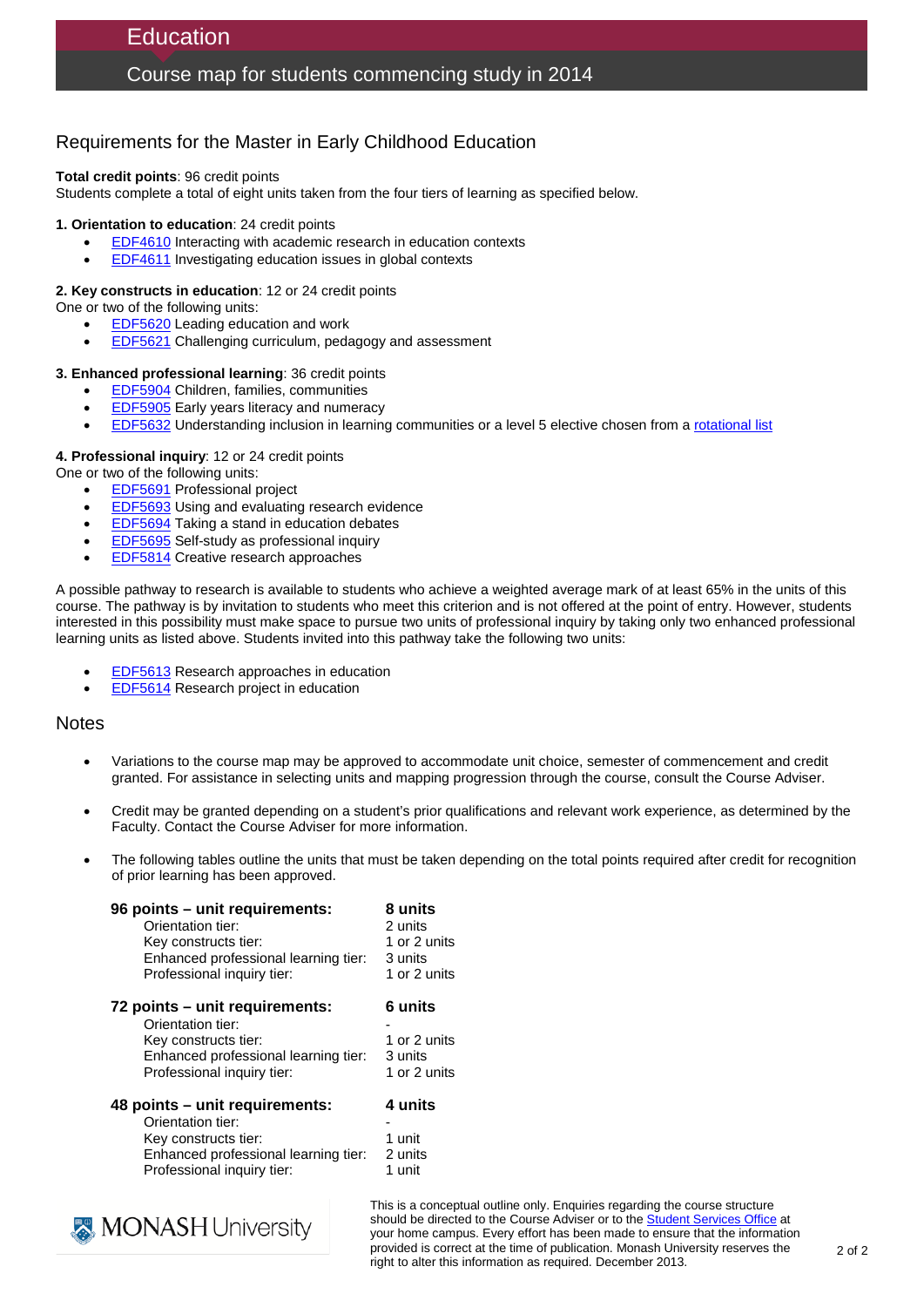# Education

## Course map for students commencing study in 2014

## Requirements for the Master in Early Childhood Education

**Total credit points**: 96 credit points
Students complete a total of eight units taken from the four tiers of learning as specified below.

**1. Orientation to education**: 24 credit points

- EDF4610 Interacting with academic research in education contexts
- EDF4611 Investigating education issues in global contexts

**2. Key constructs in education**: 12 or 24 credit points
One or two of the following units:

- EDF5620 Leading education and work
- EDF5621 Challenging curriculum, pedagogy and assessment

**3. Enhanced professional learning**: 36 credit points

- EDF5904 Children, families, communities
- EDF5905 Early years literacy and numeracy
- EDF5632 Understanding inclusion in learning communities or a level 5 elective chosen from a rotational list

**4. Professional inquiry**: 12 or 24 credit points
One or two of the following units:

- EDF5691 Professional project
- EDF5693 Using and evaluating research evidence
- EDF5694 Taking a stand in education debates
- EDF5695 Self-study as professional inquiry
- EDF5814 Creative research approaches

A possible pathway to research is available to students who achieve a weighted average mark of at least 65% in the units of this course. The pathway is by invitation to students who meet this criterion and is not offered at the point of entry. However, students interested in this possibility must make space to pursue two units of professional inquiry by taking only two enhanced professional learning units as listed above. Students invited into this pathway take the following two units:

- EDF5613 Research approaches in education
- EDF5614 Research project in education

## Notes

- Variations to the course map may be approved to accommodate unit choice, semester of commencement and credit granted. For assistance in selecting units and mapping progression through the course, consult the Course Adviser.
- Credit may be granted depending on a student's prior qualifications and relevant work experience, as determined by the Faculty. Contact the Course Adviser for more information.
- The following tables outline the units that must be taken depending on the total points required after credit for recognition of prior learning has been approved.

| **96 points – unit requirements:** | **8 units** |
|---|---|
| Orientation tier: | 2 units |
| Key constructs tier: | 1 or 2 units |
| Enhanced professional learning tier: | 3 units |
| Professional inquiry tier: | 1 or 2 units |

| **72 points – unit requirements:** | **6 units** |
|---|---|
| Orientation tier: | - |
| Key constructs tier: | 1 or 2 units |
| Enhanced professional learning tier: | 3 units |
| Professional inquiry tier: | 1 or 2 units |

| **48 points – unit requirements:** | **4 units** |
|---|---|
| Orientation tier: | - |
| Key constructs tier: | 1 unit |
| Enhanced professional learning tier: | 2 units |
| Professional inquiry tier: | 1 unit |

MONASH University

This is a conceptual outline only. Enquiries regarding the course structure should be directed to the Course Adviser or to the Student Services Office at your home campus. Every effort has been made to ensure that the information provided is correct at the time of publication. Monash University reserves the right to alter this information as required. December 2013.